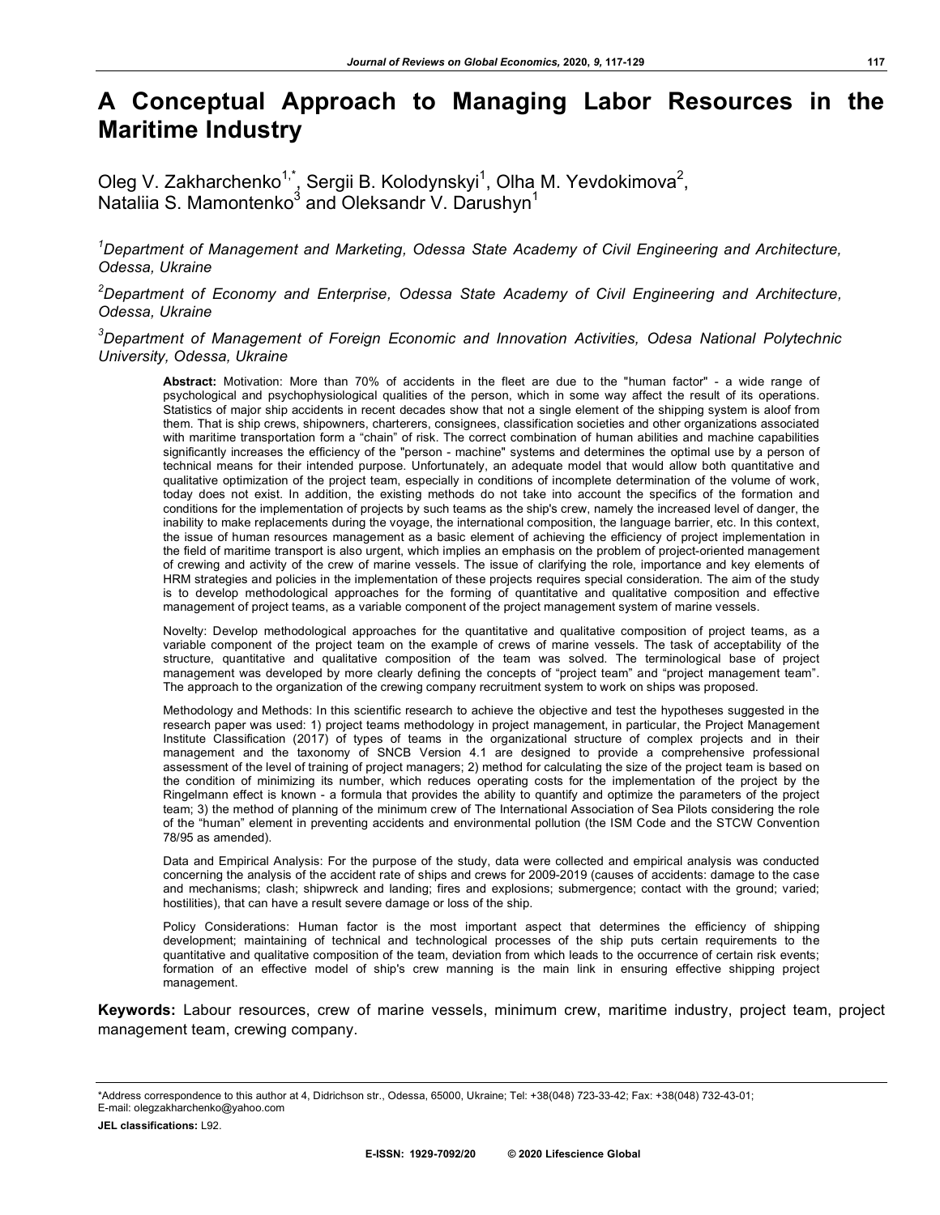# A Conceptual Approach to Managing Labor Resources in the Maritime Industry

Oleg V. Zakharchenko[1,*], Sergii B. Kolodynskyi[1], Olha M. Yevdokimova[2], Nataliia S. Mamontenko[3] and Oleksandr V. Darushyn[1]

*[1]Department of Management and Marketing, Odessa State Academy of Civil Engineering and Architecture, Odessa, Ukraine*

*[2]Department of Economy and Enterprise, Odessa State Academy of Civil Engineering and Architecture, Odessa, Ukraine*

*[3]Department of Management of Foreign Economic and Innovation Activities, Odesa National Polytechnic University, Odessa, Ukraine*

**Abstract:** Motivation: More than 70% of accidents in the fleet are due to the "human factor" - a wide range of psychological and psychophysiological qualities of the person, which in some way affect the result of its operations. Statistics of major ship accidents in recent decades show that not a single element of the shipping system is aloof from them. That is ship crews, shipowners, charterers, consignees, classification societies and other organizations associated with maritime transportation form a "chain" of risk. The correct combination of human abilities and machine capabilities significantly increases the efficiency of the "person - machine" systems and determines the optimal use by a person of technical means for their intended purpose. Unfortunately, an adequate model that would allow both quantitative and qualitative optimization of the project team, especially in conditions of incomplete determination of the volume of work, today does not exist. In addition, the existing methods do not take into account the specifics of the formation and conditions for the implementation of projects by such teams as the ship's crew, namely the increased level of danger, the inability to make replacements during the voyage, the international composition, the language barrier, etc. In this context, the issue of human resources management as a basic element of achieving the efficiency of project implementation in the field of maritime transport is also urgent, which implies an emphasis on the problem of project-oriented management of crewing and activity of the crew of marine vessels. The issue of clarifying the role, importance and key elements of HRM strategies and policies in the implementation of these projects requires special consideration. The aim of the study is to develop methodological approaches for the forming of quantitative and qualitative composition and effective management of project teams, as a variable component of the project management system of marine vessels.

Novelty: Develop methodological approaches for the quantitative and qualitative composition of project teams, as a variable component of the project team on the example of crews of marine vessels. The task of acceptability of the structure, quantitative and qualitative composition of the team was solved. The terminological base of project management was developed by more clearly defining the concepts of "project team" and "project management team". The approach to the organization of the crewing company recruitment system to work on ships was proposed.

Methodology and Methods: In this scientific research to achieve the objective and test the hypotheses suggested in the research paper was used: 1) project teams methodology in project management, in particular, the Project Management Institute Classification (2017) of types of teams in the organizational structure of complex projects and in their management and the taxonomy of SNCB Version 4.1 are designed to provide a comprehensive professional assessment of the level of training of project managers; 2) method for calculating the size of the project team is based on the condition of minimizing its number, which reduces operating costs for the implementation of the project by the Ringelmann effect is known - a formula that provides the ability to quantify and optimize the parameters of the project team; 3) the method of planning of the minimum crew of The International Association of Sea Pilots considering the role of the "human" element in preventing accidents and environmental pollution (the ISM Code and the STCW Convention 78/95 as amended).

Data and Empirical Analysis: For the purpose of the study, data were collected and empirical analysis was conducted concerning the analysis of the accident rate of ships and crews for 2009-2019 (causes of accidents: damage to the case and mechanisms; clash; shipwreck and landing; fires and explosions; submergence; contact with the ground; varied; hostilities), that can have a result severe damage or loss of the ship.

Policy Considerations: Human factor is the most important aspect that determines the efficiency of shipping development; maintaining of technical and technological processes of the ship puts certain requirements to the quantitative and qualitative composition of the team, deviation from which leads to the occurrence of certain risk events; formation of an effective model of ship's crew manning is the main link in ensuring effective shipping project management.

**Keywords:** Labour resources, crew of marine vessels, minimum crew, maritime industry, project team, project management team, crewing company.

---

*Address correspondence to this author at 4, Didrichson str., Odessa, 65000, Ukraine; Tel: +38(048) 723-33-42; Fax: +38(048) 732-43-01; E-mail: olegzakharchenko@yahoo.com

**JEL classifications:** L92.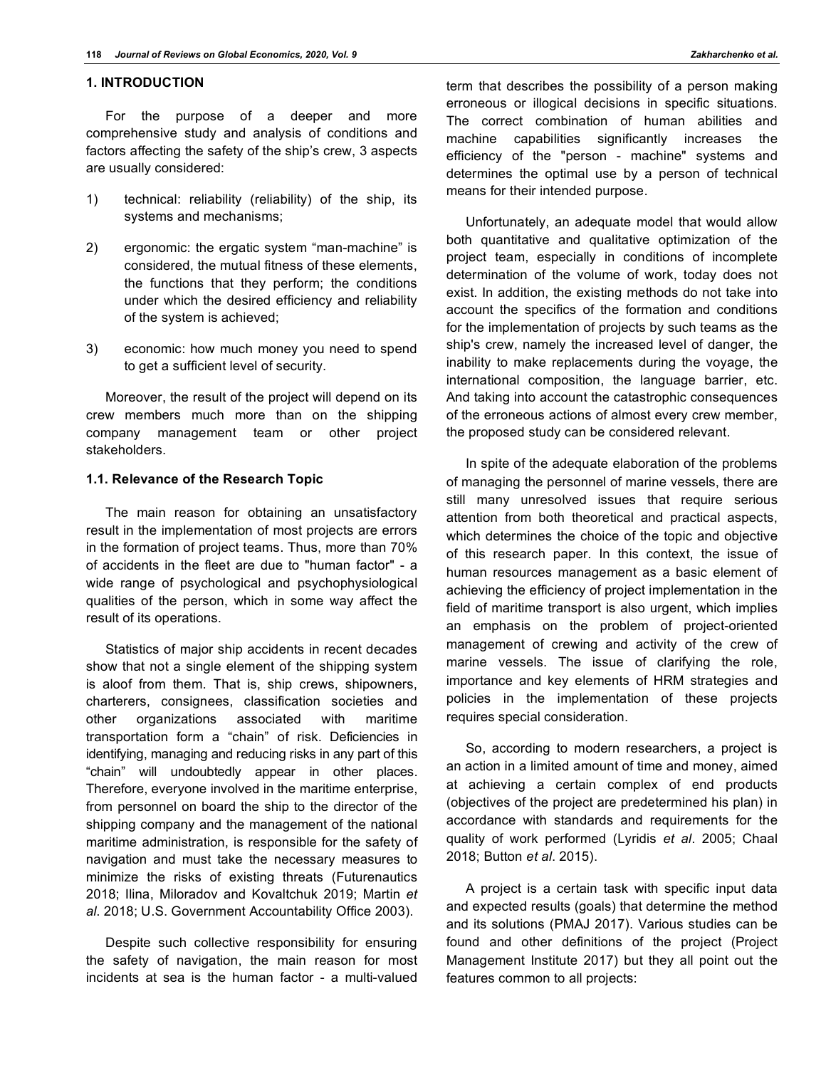## 1. INTRODUCTION

For the purpose of a deeper and more comprehensive study and analysis of conditions and factors affecting the safety of the ship's crew, 3 aspects are usually considered:

1) technical: reliability (reliability) of the ship, its systems and mechanisms;

2) ergonomic: the ergatic system "man-machine" is considered, the mutual fitness of these elements, the functions that they perform; the conditions under which the desired efficiency and reliability of the system is achieved;

3) economic: how much money you need to spend to get a sufficient level of security.

Moreover, the result of the project will depend on its crew members much more than on the shipping company management team or other project stakeholders.

### 1.1. Relevance of the Research Topic

The main reason for obtaining an unsatisfactory result in the implementation of most projects are errors in the formation of project teams. Thus, more than 70% of accidents in the fleet are due to "human factor" - a wide range of psychological and psychophysiological qualities of the person, which in some way affect the result of its operations.

Statistics of major ship accidents in recent decades show that not a single element of the shipping system is aloof from them. That is, ship crews, shipowners, charterers, consignees, classification societies and other organizations associated with maritime transportation form a "chain" of risk. Deficiencies in identifying, managing and reducing risks in any part of this "chain" will undoubtedly appear in other places. Therefore, everyone involved in the maritime enterprise, from personnel on board the ship to the director of the shipping company and the management of the national maritime administration, is responsible for the safety of navigation and must take the necessary measures to minimize the risks of existing threats (Futurenautics 2018; Ilina, Miloradov and Kovaltchuk 2019; Martin *et al*. 2018; U.S. Government Accountability Office 2003).

Despite such collective responsibility for ensuring the safety of navigation, the main reason for most incidents at sea is the human factor - a multi-valued term that describes the possibility of a person making erroneous or illogical decisions in specific situations. The correct combination of human abilities and machine capabilities significantly increases the efficiency of the "person - machine" systems and determines the optimal use by a person of technical means for their intended purpose.

Unfortunately, an adequate model that would allow both quantitative and qualitative optimization of the project team, especially in conditions of incomplete determination of the volume of work, today does not exist. In addition, the existing methods do not take into account the specifics of the formation and conditions for the implementation of projects by such teams as the ship's crew, namely the increased level of danger, the inability to make replacements during the voyage, the international composition, the language barrier, etc. And taking into account the catastrophic consequences of the erroneous actions of almost every crew member, the proposed study can be considered relevant.

In spite of the adequate elaboration of the problems of managing the personnel of marine vessels, there are still many unresolved issues that require serious attention from both theoretical and practical aspects, which determines the choice of the topic and objective of this research paper. In this context, the issue of human resources management as a basic element of achieving the efficiency of project implementation in the field of maritime transport is also urgent, which implies an emphasis on the problem of project-oriented management of crewing and activity of the crew of marine vessels. The issue of clarifying the role, importance and key elements of HRM strategies and policies in the implementation of these projects requires special consideration.

So, according to modern researchers, a project is an action in a limited amount of time and money, aimed at achieving a certain complex of end products (objectives of the project are predetermined his plan) in accordance with standards and requirements for the quality of work performed (Lyridis *et al*. 2005; Chaal 2018; Button *et al*. 2015).

A project is a certain task with specific input data and expected results (goals) that determine the method and its solutions (PMAJ 2017). Various studies can be found and other definitions of the project (Project Management Institute 2017) but they all point out the features common to all projects: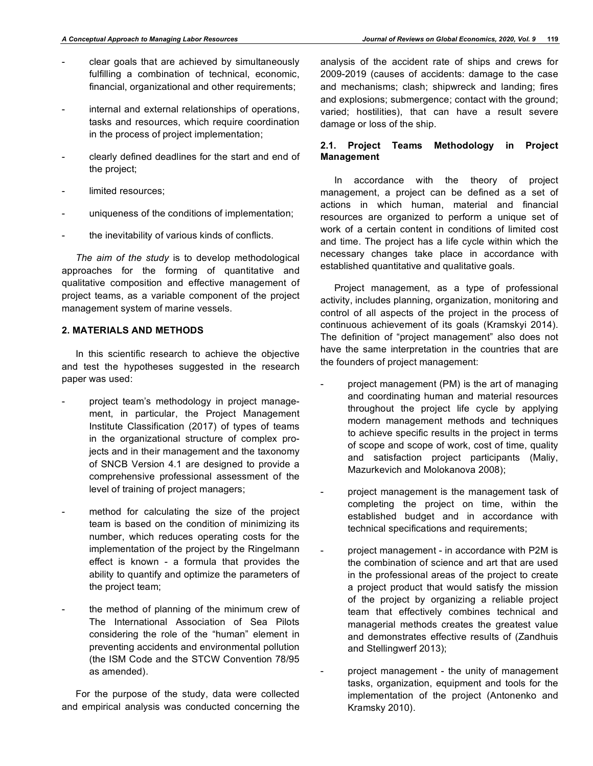- clear goals that are achieved by simultaneously fulfilling a combination of technical, economic, financial, organizational and other requirements;
- internal and external relationships of operations, tasks and resources, which require coordination in the process of project implementation;
- clearly defined deadlines for the start and end of the project;
- limited resources;
- uniqueness of the conditions of implementation;
- the inevitability of various kinds of conflicts.

*The aim of the study* is to develop methodological approaches for the forming of quantitative and qualitative composition and effective management of project teams, as a variable component of the project management system of marine vessels.

## 2. MATERIALS AND METHODS

In this scientific research to achieve the objective and test the hypotheses suggested in the research paper was used:

- project team's methodology in project management, in particular, the Project Management Institute Classification (2017) of types of teams in the organizational structure of complex projects and in their management and the taxonomy of SNCB Version 4.1 are designed to provide a comprehensive professional assessment of the level of training of project managers;
- method for calculating the size of the project team is based on the condition of minimizing its number, which reduces operating costs for the implementation of the project by the Ringelmann effect is known - a formula that provides the ability to quantify and optimize the parameters of the project team;
- the method of planning of the minimum crew of The International Association of Sea Pilots considering the role of the "human" element in preventing accidents and environmental pollution (the ISM Code and the STCW Convention 78/95 as amended).

For the purpose of the study, data were collected and empirical analysis was conducted concerning the analysis of the accident rate of ships and crews for 2009-2019 (causes of accidents: damage to the case and mechanisms; clash; shipwreck and landing; fires and explosions; submergence; contact with the ground; varied; hostilities), that can have a result severe damage or loss of the ship.

### 2.1. Project Teams Methodology in Project Management

In accordance with the theory of project management, a project can be defined as a set of actions in which human, material and financial resources are organized to perform a unique set of work of a certain content in conditions of limited cost and time. The project has a life cycle within which the necessary changes take place in accordance with established quantitative and qualitative goals.

Project management, as a type of professional activity, includes planning, organization, monitoring and control of all aspects of the project in the process of continuous achievement of its goals (Kramskyi 2014). The definition of "project management" also does not have the same interpretation in the countries that are the founders of project management:

- project management (PM) is the art of managing and coordinating human and material resources throughout the project life cycle by applying modern management methods and techniques to achieve specific results in the project in terms of scope and scope of work, cost of time, quality and satisfaction project participants (Maliy, Mazurkevich and Molokanova 2008);
- project management is the management task of completing the project on time, within the established budget and in accordance with technical specifications and requirements;
- project management - in accordance with P2M is the combination of science and art that are used in the professional areas of the project to create a project product that would satisfy the mission of the project by organizing a reliable project team that effectively combines technical and managerial methods creates the greatest value and demonstrates effective results of (Zandhuis and Stellingwerf 2013);
- project management - the unity of management tasks, organization, equipment and tools for the implementation of the project (Antonenko and Kramsky 2010).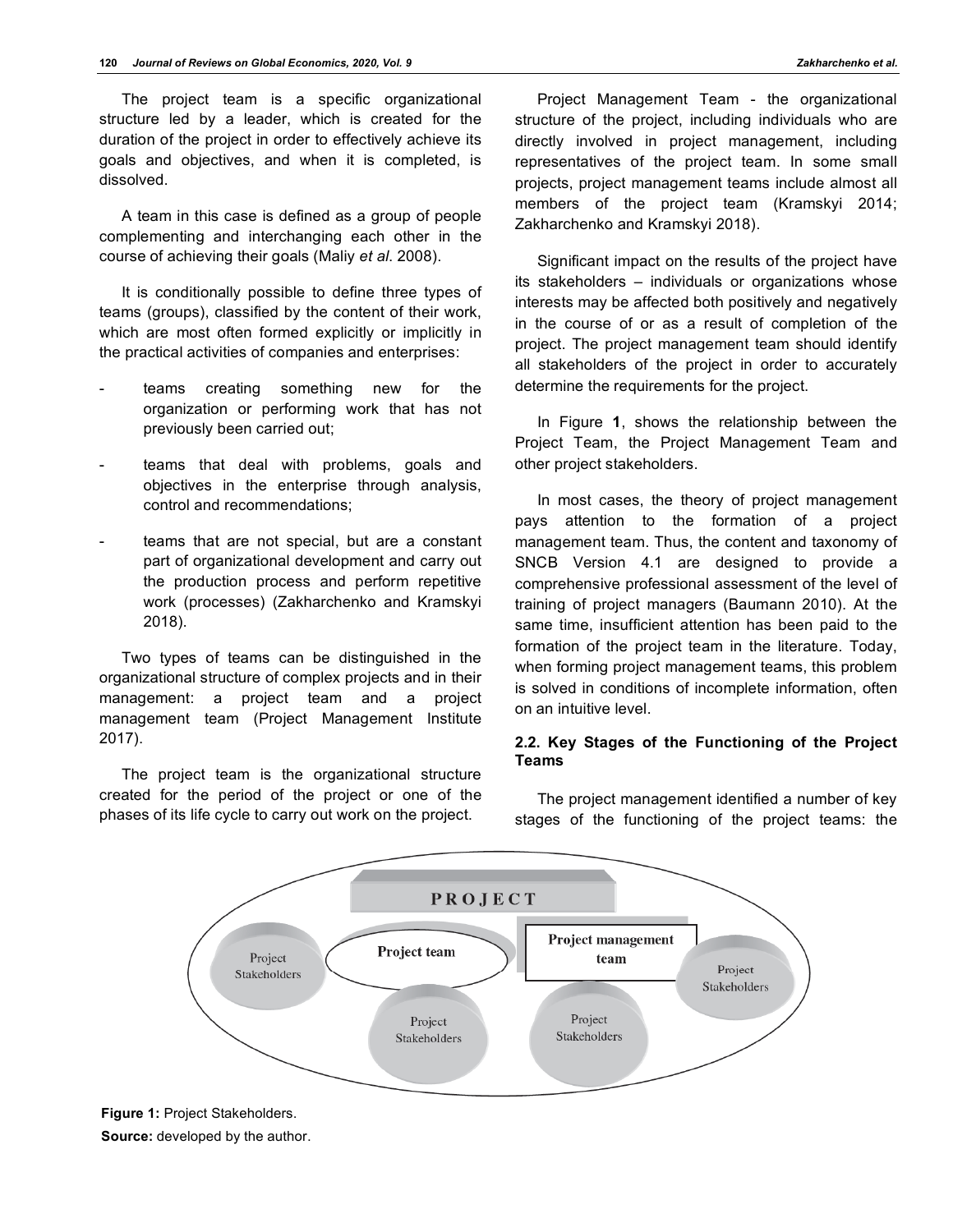The project team is a specific organizational structure led by a leader, which is created for the duration of the project in order to effectively achieve its goals and objectives, and when it is completed, is dissolved.

A team in this case is defined as a group of people complementing and interchanging each other in the course of achieving their goals (Maliy *et al*. 2008).

It is conditionally possible to define three types of teams (groups), classified by the content of their work, which are most often formed explicitly or implicitly in the practical activities of companies and enterprises:

- teams creating something new for the organization or performing work that has not previously been carried out;
- teams that deal with problems, goals and objectives in the enterprise through analysis, control and recommendations;
- teams that are not special, but are a constant part of organizational development and carry out the production process and perform repetitive work (processes) (Zakharchenko and Kramskyi 2018).

Two types of teams can be distinguished in the organizational structure of complex projects and in their management: a project team and a project management team (Project Management Institute 2017).

The project team is the organizational structure created for the period of the project or one of the phases of its life cycle to carry out work on the project.

Project Management Team - the organizational structure of the project, including individuals who are directly involved in project management, including representatives of the project team. In some small projects, project management teams include almost all members of the project team (Kramskyi 2014; Zakharchenko and Kramskyi 2018).

Significant impact on the results of the project have its stakeholders – individuals or organizations whose interests may be affected both positively and negatively in the course of or as a result of completion of the project. The project management team should identify all stakeholders of the project in order to accurately determine the requirements for the project.

In Figure **1**, shows the relationship between the Project Team, the Project Management Team and other project stakeholders.

In most cases, the theory of project management pays attention to the formation of a project management team. Thus, the content and taxonomy of SNCB Version 4.1 are designed to provide a comprehensive professional assessment of the level of training of project managers (Baumann 2010). At the same time, insufficient attention has been paid to the formation of the project team in the literature. Today, when forming project management teams, this problem is solved in conditions of incomplete information, often on an intuitive level.

### 2.2. Key Stages of the Functioning of the Project Teams

The project management identified a number of key stages of the functioning of the project teams: the

PROJECT

Project team

Project management team

Project Stakeholders

Project Stakeholders

Project Stakeholders

Project Stakeholders

**Figure 1:** Project Stakeholders.

**Source:** developed by the author.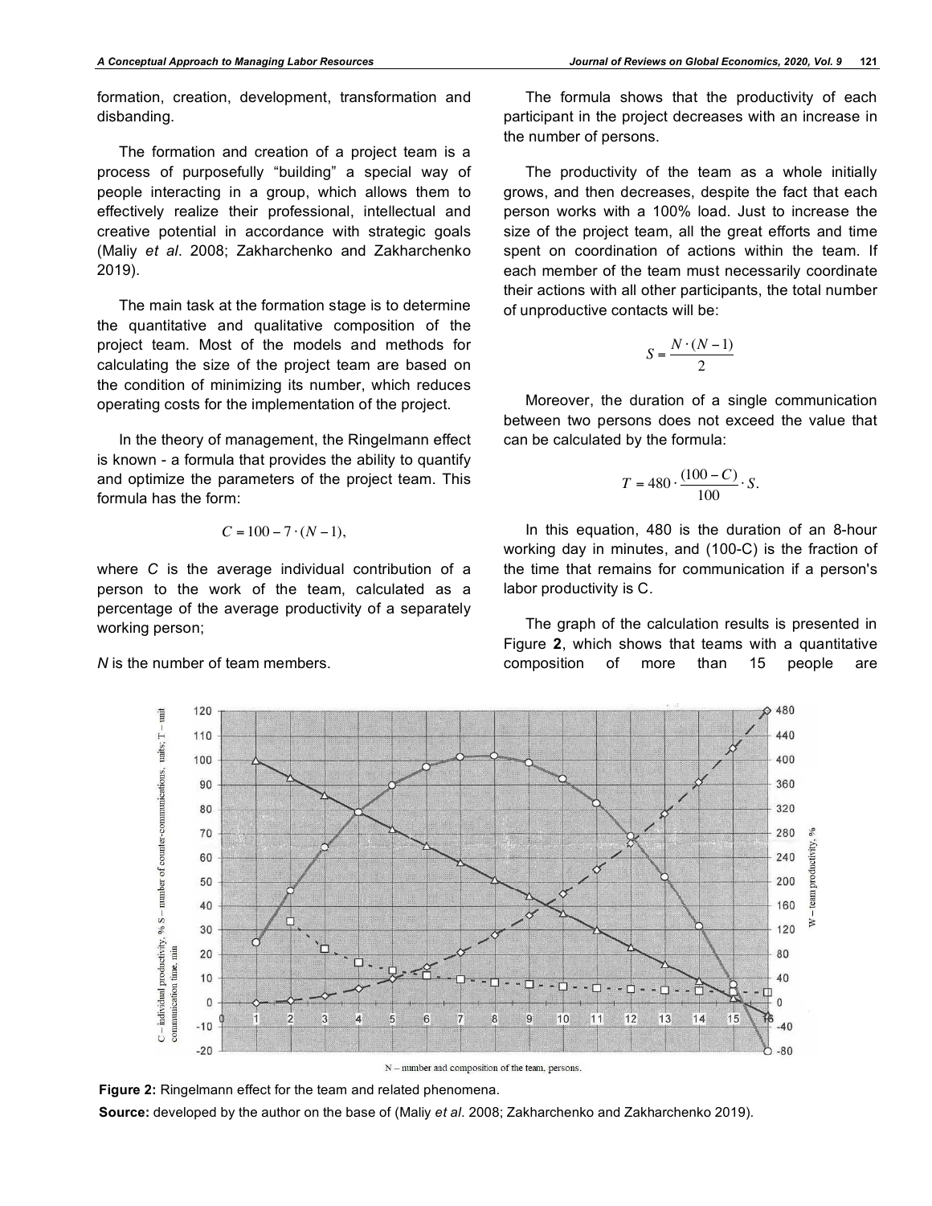formation, creation, development, transformation and disbanding.

The formation and creation of a project team is a process of purposefully "building" a special way of people interacting in a group, which allows them to effectively realize their professional, intellectual and creative potential in accordance with strategic goals (Maliy *et al*. 2008; Zakharchenko and Zakharchenko 2019).

The main task at the formation stage is to determine the quantitative and qualitative composition of the project team. Most of the models and methods for calculating the size of the project team are based on the condition of minimizing its number, which reduces operating costs for the implementation of the project.

In the theory of management, the Ringelmann effect is known - a formula that provides the ability to quantify and optimize the parameters of the project team. This formula has the form:

$$C = 100 - 7 \cdot (N - 1),$$

where $C$ is the average individual contribution of a person to the work of the team, calculated as a percentage of the average productivity of a separately working person;

$N$ is the number of team members.

The formula shows that the productivity of each participant in the project decreases with an increase in the number of persons.

The productivity of the team as a whole initially grows, and then decreases, despite the fact that each person works with a 100% load. Just to increase the size of the project team, all the great efforts and time spent on coordination of actions within the team. If each member of the team must necessarily coordinate their actions with all other participants, the total number of unproductive contacts will be:

$$S = \frac{N \cdot (N - 1)}{2}$$

Moreover, the duration of a single communication between two persons does not exceed the value that can be calculated by the formula:

$$T = 480 \cdot \frac{(100 - C)}{100} \cdot S.$$

In this equation, 480 is the duration of an 8-hour working day in minutes, and (100-C) is the fraction of the time that remains for communication if a person's labor productivity is C.

The graph of the calculation results is presented in Figure **2**, which shows that teams with a quantitative composition of more than 15 people are

**Figure 2:** Ringelmann effect for the team and related phenomena.

**Source:** developed by the author on the base of (Maliy *et al*. 2008; Zakharchenko and Zakharchenko 2019).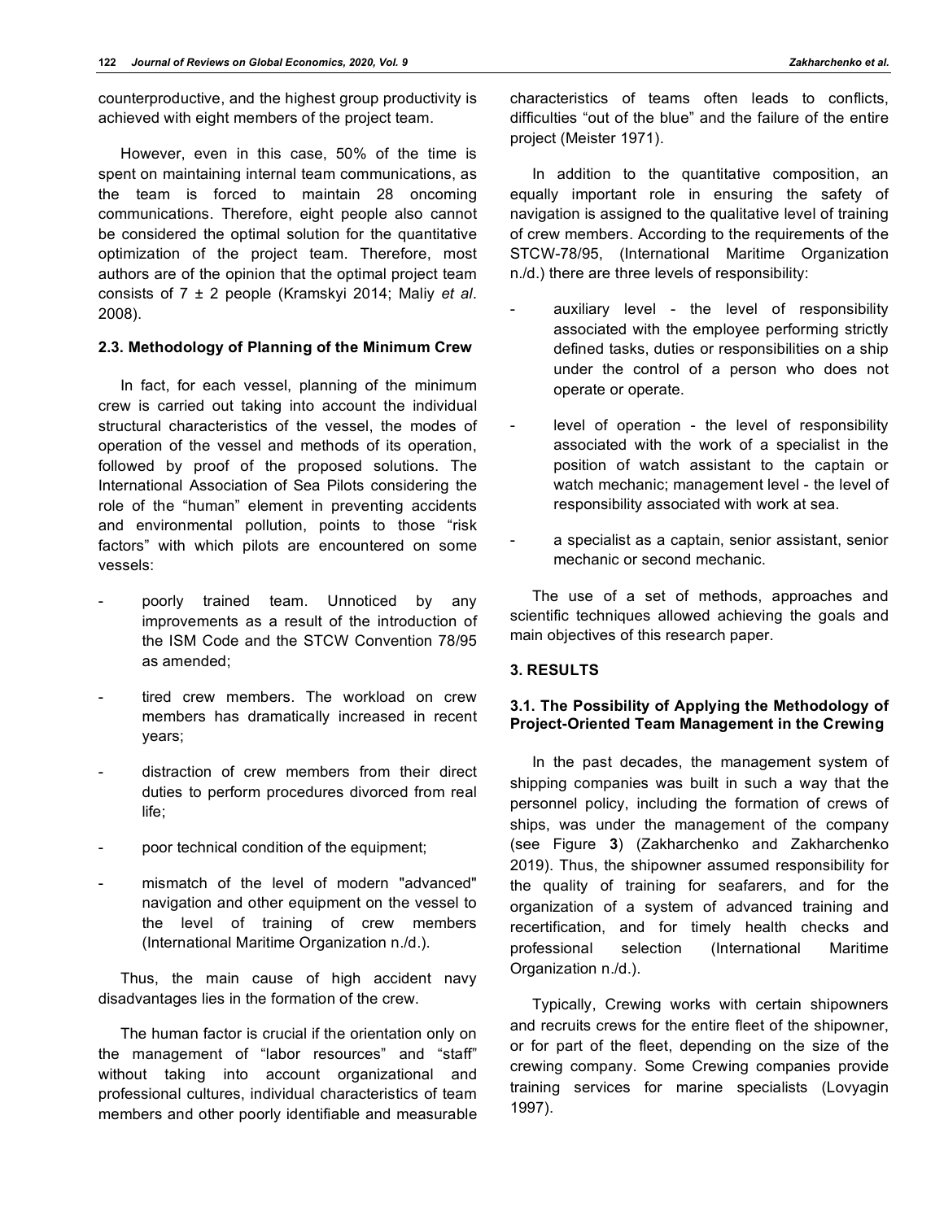counterproductive, and the highest group productivity is achieved with eight members of the project team.

However, even in this case, 50% of the time is spent on maintaining internal team communications, as the team is forced to maintain 28 oncoming communications. Therefore, eight people also cannot be considered the optimal solution for the quantitative optimization of the project team. Therefore, most authors are of the opinion that the optimal project team consists of 7 ± 2 people (Kramskyi 2014; Maliy *et al*. 2008).

### 2.3. Methodology of Planning of the Minimum Crew

In fact, for each vessel, planning of the minimum crew is carried out taking into account the individual structural characteristics of the vessel, the modes of operation of the vessel and methods of its operation, followed by proof of the proposed solutions. The International Association of Sea Pilots considering the role of the "human" element in preventing accidents and environmental pollution, points to those "risk factors" with which pilots are encountered on some vessels:

- poorly trained team. Unnoticed by any improvements as a result of the introduction of the ISM Code and the STCW Convention 78/95 as amended;
- tired crew members. The workload on crew members has dramatically increased in recent years;
- distraction of crew members from their direct duties to perform procedures divorced from real life;
- poor technical condition of the equipment;
- mismatch of the level of modern "advanced" navigation and other equipment on the vessel to the level of training of crew members (International Maritime Organization n./d.).

Thus, the main cause of high accident navy disadvantages lies in the formation of the crew.

The human factor is crucial if the orientation only on the management of "labor resources" and "staff" without taking into account organizational and professional cultures, individual characteristics of team members and other poorly identifiable and measurable characteristics of teams often leads to conflicts, difficulties "out of the blue" and the failure of the entire project (Meister 1971).

In addition to the quantitative composition, an equally important role in ensuring the safety of navigation is assigned to the qualitative level of training of crew members. According to the requirements of the STCW-78/95, (International Maritime Organization n./d.) there are three levels of responsibility:

- auxiliary level - the level of responsibility associated with the employee performing strictly defined tasks, duties or responsibilities on a ship under the control of a person who does not operate or operate.
- level of operation - the level of responsibility associated with the work of a specialist in the position of watch assistant to the captain or watch mechanic; management level - the level of responsibility associated with work at sea.
- a specialist as a captain, senior assistant, senior mechanic or second mechanic.

The use of a set of methods, approaches and scientific techniques allowed achieving the goals and main objectives of this research paper.

## 3. RESULTS

### 3.1. The Possibility of Applying the Methodology of Project-Oriented Team Management in the Crewing

In the past decades, the management system of shipping companies was built in such a way that the personnel policy, including the formation of crews of ships, was under the management of the company (see Figure **3**) (Zakharchenko and Zakharchenko 2019). Thus, the shipowner assumed responsibility for the quality of training for seafarers, and for the organization of a system of advanced training and recertification, and for timely health checks and professional selection (International Maritime Organization n./d.).

Typically, Crewing works with certain shipowners and recruits crews for the entire fleet of the shipowner, or for part of the fleet, depending on the size of the crewing company. Some Crewing companies provide training services for marine specialists (Lovyagin 1997).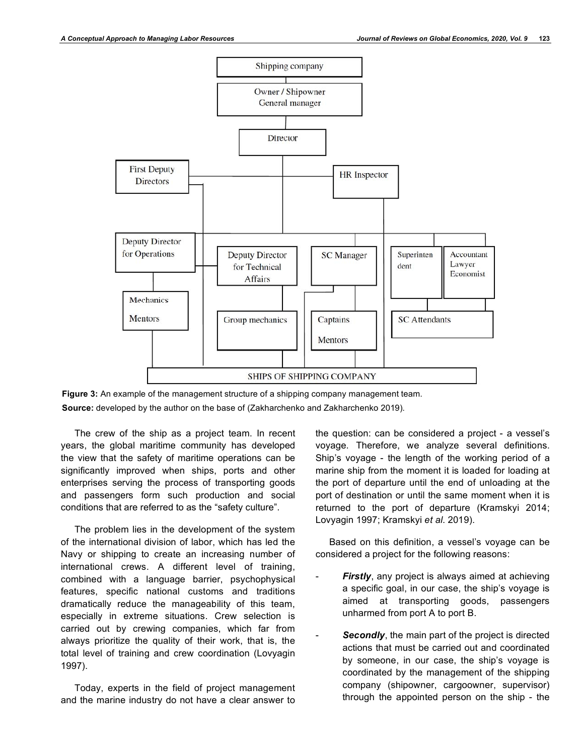Shipping company

Owner / Shipowner
General manager

Director

First Deputy Directors

HR Inspector

Deputy Director for Operations

Deputy Director for Technical Affairs

SC Manager

Superintendent

Accountant
Lawyer
Economist

Mechanics
Mentors

Group mechanics

Captains
Mentors

SC Attendants

SHIPS OF SHIPPING COMPANY

**Figure 3:** An example of the management structure of a shipping company management team.

**Source:** developed by the author on the base of (Zakharchenko and Zakharchenko 2019).

The crew of the ship as a project team. In recent years, the global maritime community has developed the view that the safety of maritime operations can be significantly improved when ships, ports and other enterprises serving the process of transporting goods and passengers form such production and social conditions that are referred to as the "safety culture".

The problem lies in the development of the system of the international division of labor, which has led the Navy or shipping to create an increasing number of international crews. A different level of training, combined with a language barrier, psychophysical features, specific national customs and traditions dramatically reduce the manageability of this team, especially in extreme situations. Crew selection is carried out by crewing companies, which far from always prioritize the quality of their work, that is, the total level of training and crew coordination (Lovyagin 1997).

Today, experts in the field of project management and the marine industry do not have a clear answer to the question: can be considered a project - a vessel's voyage. Therefore, we analyze several definitions. Ship's voyage - the length of the working period of a marine ship from the moment it is loaded for loading at the port of departure until the end of unloading at the port of destination or until the same moment when it is returned to the port of departure (Kramskyi 2014; Lovyagin 1997; Kramskyi *et al*. 2019).

Based on this definition, a vessel's voyage can be considered a project for the following reasons:

- ***Firstly***, any project is always aimed at achieving a specific goal, in our case, the ship's voyage is aimed at transporting goods, passengers unharmed from port A to port B.
- ***Secondly***, the main part of the project is directed actions that must be carried out and coordinated by someone, in our case, the ship's voyage is coordinated by the management of the shipping company (shipowner, cargoowner, supervisor) through the appointed person on the ship - the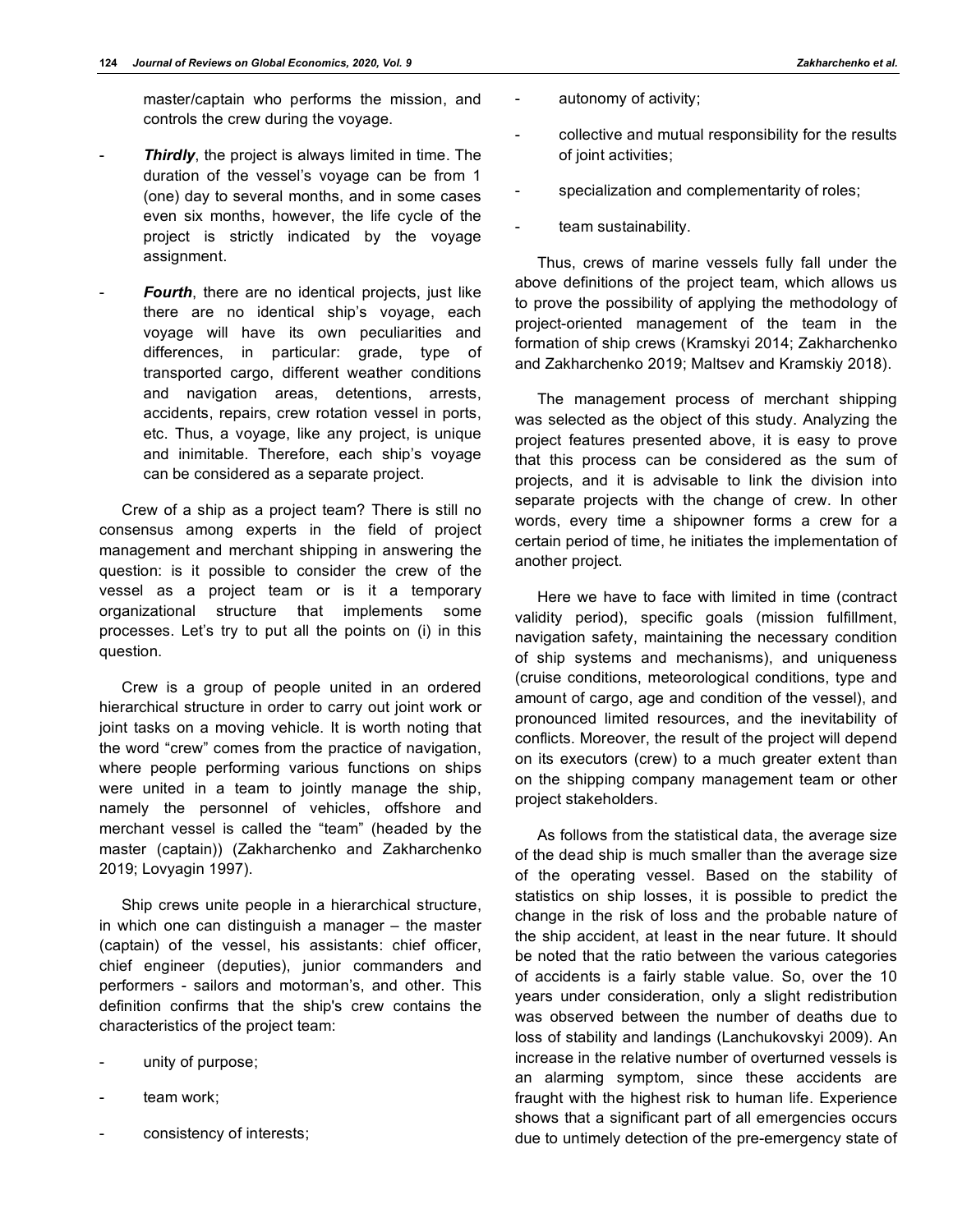master/captain who performs the mission, and controls the crew during the voyage.

- ***Thirdly***, the project is always limited in time. The duration of the vessel's voyage can be from 1 (one) day to several months, and in some cases even six months, however, the life cycle of the project is strictly indicated by the voyage assignment.
- ***Fourth***, there are no identical projects, just like there are no identical ship's voyage, each voyage will have its own peculiarities and differences, in particular: grade, type of transported cargo, different weather conditions and navigation areas, detentions, arrests, accidents, repairs, crew rotation vessel in ports, etc. Thus, a voyage, like any project, is unique and inimitable. Therefore, each ship's voyage can be considered as a separate project.

Crew of a ship as a project team? There is still no consensus among experts in the field of project management and merchant shipping in answering the question: is it possible to consider the crew of the vessel as a project team or is it a temporary organizational structure that implements some processes. Let's try to put all the points on (i) in this question.

Crew is a group of people united in an ordered hierarchical structure in order to carry out joint work or joint tasks on a moving vehicle. It is worth noting that the word "crew" comes from the practice of navigation, where people performing various functions on ships were united in a team to jointly manage the ship, namely the personnel of vehicles, offshore and merchant vessel is called the "team" (headed by the master (captain)) (Zakharchenko and Zakharchenko 2019; Lovyagin 1997).

Ship crews unite people in a hierarchical structure, in which one can distinguish a manager – the master (captain) of the vessel, his assistants: chief officer, chief engineer (deputies), junior commanders and performers - sailors and motorman's, and other. This definition confirms that the ship's crew contains the characteristics of the project team:

- unity of purpose;
- team work;
- consistency of interests;
- autonomy of activity;
- collective and mutual responsibility for the results of joint activities;
- specialization and complementarity of roles;
- team sustainability.

Thus, crews of marine vessels fully fall under the above definitions of the project team, which allows us to prove the possibility of applying the methodology of project-oriented management of the team in the formation of ship crews (Kramskyi 2014; Zakharchenko and Zakharchenko 2019; Maltsev and Kramskiy 2018).

The management process of merchant shipping was selected as the object of this study. Analyzing the project features presented above, it is easy to prove that this process can be considered as the sum of projects, and it is advisable to link the division into separate projects with the change of crew. In other words, every time a shipowner forms a crew for a certain period of time, he initiates the implementation of another project.

Here we have to face with limited in time (contract validity period), specific goals (mission fulfillment, navigation safety, maintaining the necessary condition of ship systems and mechanisms), and uniqueness (cruise conditions, meteorological conditions, type and amount of cargo, age and condition of the vessel), and pronounced limited resources, and the inevitability of conflicts. Moreover, the result of the project will depend on its executors (crew) to a much greater extent than on the shipping company management team or other project stakeholders.

As follows from the statistical data, the average size of the dead ship is much smaller than the average size of the operating vessel. Based on the stability of statistics on ship losses, it is possible to predict the change in the risk of loss and the probable nature of the ship accident, at least in the near future. It should be noted that the ratio between the various categories of accidents is a fairly stable value. So, over the 10 years under consideration, only a slight redistribution was observed between the number of deaths due to loss of stability and landings (Lanchukovskyi 2009). An increase in the relative number of overturned vessels is an alarming symptom, since these accidents are fraught with the highest risk to human life. Experience shows that a significant part of all emergencies occurs due to untimely detection of the pre-emergency state of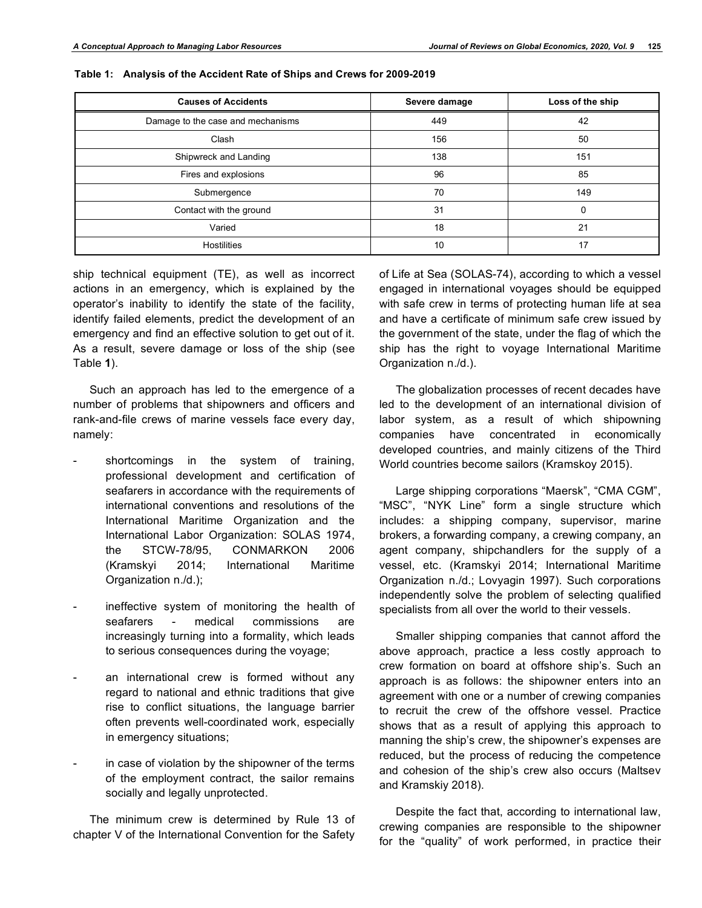**Table 1: Analysis of the Accident Rate of Ships and Crews for 2009-2019**

| Causes of Accidents | Severe damage | Loss of the ship |
|---|---|---|
| Damage to the case and mechanisms | 449 | 42 |
| Clash | 156 | 50 |
| Shipwreck and Landing | 138 | 151 |
| Fires and explosions | 96 | 85 |
| Submergence | 70 | 149 |
| Contact with the ground | 31 | 0 |
| Varied | 18 | 21 |
| Hostilities | 10 | 17 |

ship technical equipment (TE), as well as incorrect actions in an emergency, which is explained by the operator's inability to identify the state of the facility, identify failed elements, predict the development of an emergency and find an effective solution to get out of it. As a result, severe damage or loss of the ship (see Table **1**).

Such an approach has led to the emergence of a number of problems that shipowners and officers and rank-and-file crews of marine vessels face every day, namely:

- shortcomings in the system of training, professional development and certification of seafarers in accordance with the requirements of international conventions and resolutions of the International Maritime Organization and the International Labor Organization: SOLAS 1974, the STCW-78/95, CONMARKON 2006 (Kramskyi 2014; International Maritime Organization n./d.);
- ineffective system of monitoring the health of seafarers - medical commissions are increasingly turning into a formality, which leads to serious consequences during the voyage;
- an international crew is formed without any regard to national and ethnic traditions that give rise to conflict situations, the language barrier often prevents well-coordinated work, especially in emergency situations;
- in case of violation by the shipowner of the terms of the employment contract, the sailor remains socially and legally unprotected.

The minimum crew is determined by Rule 13 of chapter V of the International Convention for the Safety of Life at Sea (SOLAS-74), according to which a vessel engaged in international voyages should be equipped with safe crew in terms of protecting human life at sea and have a certificate of minimum safe crew issued by the government of the state, under the flag of which the ship has the right to voyage International Maritime Organization n./d.).

The globalization processes of recent decades have led to the development of an international division of labor system, as a result of which shipowning companies have concentrated in economically developed countries, and mainly citizens of the Third World countries become sailors (Kramskoy 2015).

Large shipping corporations "Maersk", "CMA CGM", "MSC", "NYK Line" form a single structure which includes: a shipping company, supervisor, marine brokers, a forwarding company, a crewing company, an agent company, shipchandlers for the supply of a vessel, etc. (Kramskyi 2014; International Maritime Organization n./d.; Lovyagin 1997). Such corporations independently solve the problem of selecting qualified specialists from all over the world to their vessels.

Smaller shipping companies that cannot afford the above approach, practice a less costly approach to crew formation on board at offshore ship's. Such an approach is as follows: the shipowner enters into an agreement with one or a number of crewing companies to recruit the crew of the offshore vessel. Practice shows that as a result of applying this approach to manning the ship's crew, the shipowner's expenses are reduced, but the process of reducing the competence and cohesion of the ship's crew also occurs (Maltsev and Kramskiy 2018).

Despite the fact that, according to international law, crewing companies are responsible to the shipowner for the "quality" of work performed, in practice their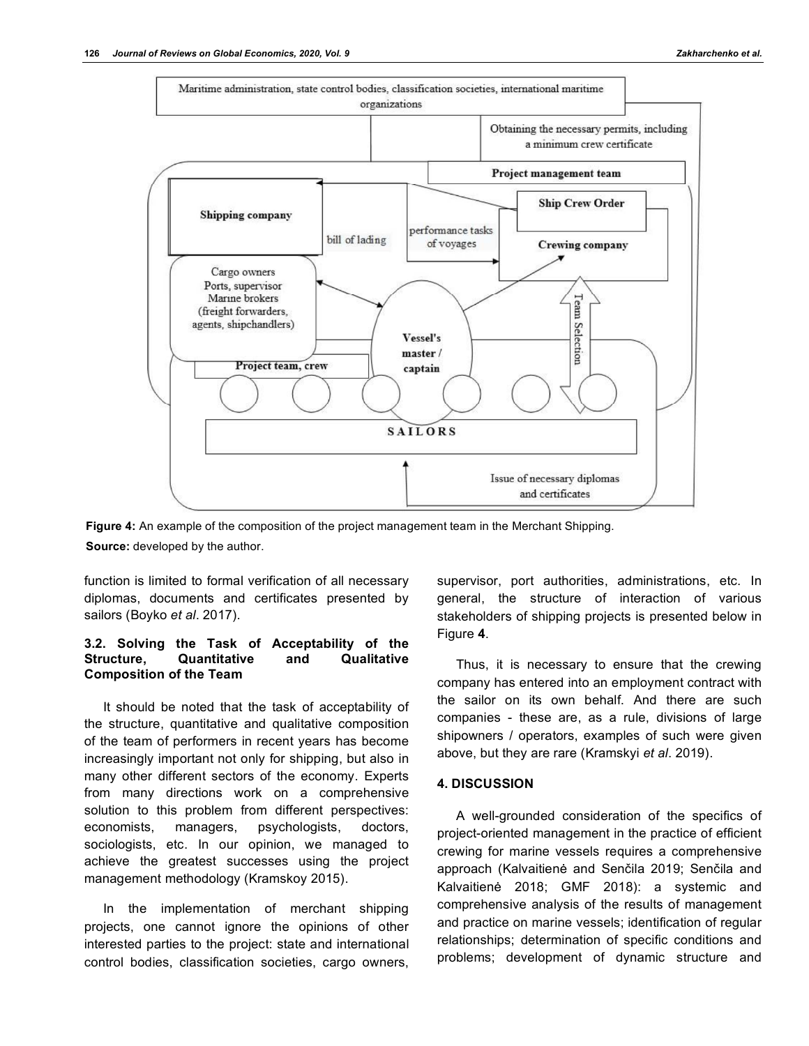Maritime administration, state control bodies, classification societies, international maritime organizations

Obtaining the necessary permits, including a minimum crew certificate

**Project management team**

**Shipping company**

**Ship Crew Order**

bill of lading

performance tasks of voyages

**Crewing company**

Cargo owners
Ports, supervisor
Marine brokers
(freight forwarders, agents, shipchandlers)

**Vessel's master / captain**

Team Selection

**Project team, crew**

SAILORS

Issue of necessary diplomas and certificates

**Figure 4:** An example of the composition of the project management team in the Merchant Shipping.

**Source:** developed by the author.

function is limited to formal verification of all necessary diplomas, documents and certificates presented by sailors (Boyko *et al*. 2017).

### 3.2. Solving the Task of Acceptability of the Structure, Quantitative and Qualitative Composition of the Team

It should be noted that the task of acceptability of the structure, quantitative and qualitative composition of the team of performers in recent years has become increasingly important not only for shipping, but also in many other different sectors of the economy. Experts from many directions work on a comprehensive solution to this problem from different perspectives: economists, managers, psychologists, doctors, sociologists, etc. In our opinion, we managed to achieve the greatest successes using the project management methodology (Kramskoy 2015).

In the implementation of merchant shipping projects, one cannot ignore the opinions of other interested parties to the project: state and international control bodies, classification societies, cargo owners, supervisor, port authorities, administrations, etc. In general, the structure of interaction of various stakeholders of shipping projects is presented below in Figure **4**.

Thus, it is necessary to ensure that the crewing company has entered into an employment contract with the sailor on its own behalf. And there are such companies - these are, as a rule, divisions of large shipowners / operators, examples of such were given above, but they are rare (Kramskyi *et al*. 2019).

## 4. DISCUSSION

A well-grounded consideration of the specifics of project-oriented management in the practice of efficient crewing for marine vessels requires a comprehensive approach (Kalvaitienė and Senčila 2019; Senčila and Kalvaitienė 2018; GMF 2018): a systemic and comprehensive analysis of the results of management and practice on marine vessels; identification of regular relationships; determination of specific conditions and problems; development of dynamic structure and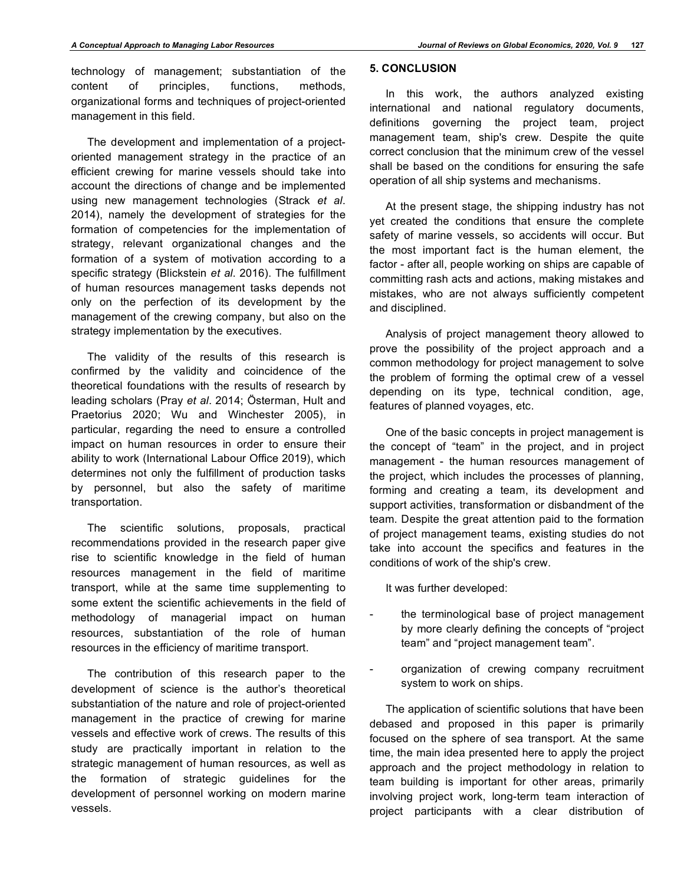technology of management; substantiation of the content of principles, functions, methods, organizational forms and techniques of project-oriented management in this field.

The development and implementation of a project-oriented management strategy in the practice of an efficient crewing for marine vessels should take into account the directions of change and be implemented using new management technologies (Strack *et al*. 2014), namely the development of strategies for the formation of competencies for the implementation of strategy, relevant organizational changes and the formation of a system of motivation according to a specific strategy (Blickstein *et al*. 2016). The fulfillment of human resources management tasks depends not only on the perfection of its development by the management of the crewing company, but also on the strategy implementation by the executives.

The validity of the results of this research is confirmed by the validity and coincidence of the theoretical foundations with the results of research by leading scholars (Pray *et al*. 2014; Österman, Hult and Praetorius 2020; Wu and Winchester 2005), in particular, regarding the need to ensure a controlled impact on human resources in order to ensure their ability to work (International Labour Office 2019), which determines not only the fulfillment of production tasks by personnel, but also the safety of maritime transportation.

The scientific solutions, proposals, practical recommendations provided in the research paper give rise to scientific knowledge in the field of human resources management in the field of maritime transport, while at the same time supplementing to some extent the scientific achievements in the field of methodology of managerial impact on human resources, substantiation of the role of human resources in the efficiency of maritime transport.

The contribution of this research paper to the development of science is the author's theoretical substantiation of the nature and role of project-oriented management in the practice of crewing for marine vessels and effective work of crews. The results of this study are practically important in relation to the strategic management of human resources, as well as the formation of strategic guidelines for the development of personnel working on modern marine vessels.

## 5. CONCLUSION

In this work, the authors analyzed existing international and national regulatory documents, definitions governing the project team, project management team, ship's crew. Despite the quite correct conclusion that the minimum crew of the vessel shall be based on the conditions for ensuring the safe operation of all ship systems and mechanisms.

At the present stage, the shipping industry has not yet created the conditions that ensure the complete safety of marine vessels, so accidents will occur. But the most important fact is the human element, the factor - after all, people working on ships are capable of committing rash acts and actions, making mistakes and mistakes, who are not always sufficiently competent and disciplined.

Analysis of project management theory allowed to prove the possibility of the project approach and a common methodology for project management to solve the problem of forming the optimal crew of a vessel depending on its type, technical condition, age, features of planned voyages, etc.

One of the basic concepts in project management is the concept of "team" in the project, and in project management - the human resources management of the project, which includes the processes of planning, forming and creating a team, its development and support activities, transformation or disbandment of the team. Despite the great attention paid to the formation of project management teams, existing studies do not take into account the specifics and features in the conditions of work of the ship's crew.

It was further developed:

- the terminological base of project management by more clearly defining the concepts of "project team" and "project management team".
- organization of crewing company recruitment system to work on ships.

The application of scientific solutions that have been debased and proposed in this paper is primarily focused on the sphere of sea transport. At the same time, the main idea presented here to apply the project approach and the project methodology in relation to team building is important for other areas, primarily involving project work, long-term team interaction of project participants with a clear distribution of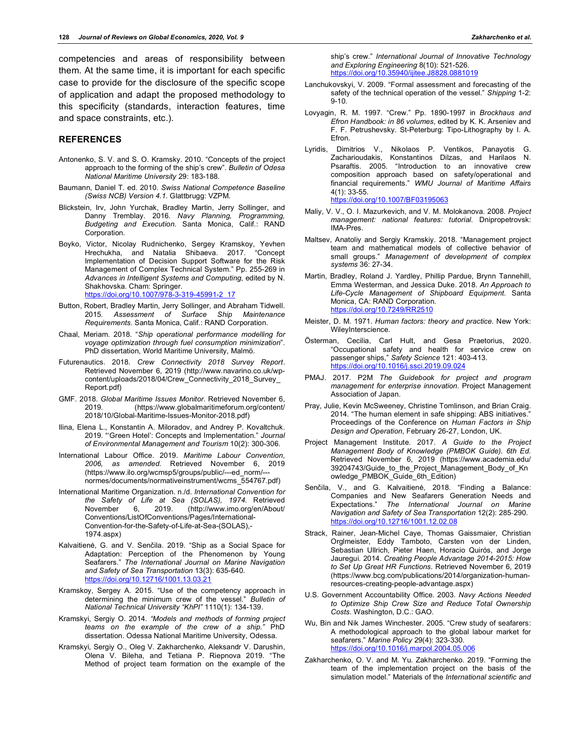competencies and areas of responsibility between them. At the same time, it is important for each specific case to provide for the disclosure of the specific scope of application and adapt the proposed methodology to this specificity (standards, interaction features, time and space constraints, etc.).

## REFERENCES

Antonenko, S. V. and S. O. Kramsky. 2010. "Concepts of the project approach to the forming of the ship's crew". *Bulletin of Odesa National Maritime University* 29: 183-188.

Baumann, Daniel T. ed. 2010. *Swiss National Competence Baseline (Swiss NCB) Version 4.1*. Glattbrugg: VZPM.

Blickstein, Irv, John Yurchak, Bradley Martin, Jerry Sollinger, and Danny Tremblay. 2016. *Navy Planning, Programming, Budgeting and Execution*. Santa Monica, Calif.: RAND Corporation.

Boyko, Victor, Nicolay Rudnichenko, Sergey Kramskoy, Yevhen Hrechukha, and Natalia Shibaeva. 2017. "Concept Implementation of Decision Support Software for the Risk Management of Complex Technical System." Pp. 255-269 in *Advances in Intelligent Systems and Computing*, edited by N. Shakhovska. Cham: Springer. https://doi.org/10.1007/978-3-319-45991-2_17

Button, Robert, Bradley Martin, Jerry Sollinger, and Abraham Tidwell. 2015. *Assessment of Surface Ship Maintenance Requirements*. Santa Monica, Calif.: RAND Corporation.

Chaal, Meriam. 2018. "*Ship operational performance modelling for voyage optimization through fuel consumption minimization*". PhD dissertation, World Maritime University, Malmö.

Futurenautics. 2018. *Crew Connectivity 2018 Survey Report*. Retrieved November 6, 2019 (http://www.navarino.co.uk/wp-content/uploads/2018/04/Crew_Connectivity_2018_Survey_Report.pdf)

GMF. 2018. *Global Maritime Issues Monitor*. Retrieved November 6, 2019. (https://www.globalmaritimeforum.org/content/2018/10/Global-Maritime-Issues-Monitor-2018.pdf)

Ilina, Elena L., Konstantin A. Miloradov, and Andrey P. Kovaltchuk. 2019. "'Green Hotel': Concepts and Implementation." *Journal of Environmental Management and Tourism* 10(2): 300-306.

International Labour Office. 2019. *Maritime Labour Convention, 2006, as amended*. Retrieved November 6, 2019 (https://www.ilo.org/wcmsp5/groups/public/---ed_norm/---normes/documents/normativeinstrument/wcms_554767.pdf)

International Maritime Organization. n./d. *International Convention for the Safety of Life at Sea (SOLAS), 1974*. Retrieved November 6, 2019. (http://www.imo.org/en/About/Conventions/ListOfConventions/Pages/International-Convention-for-the-Safety-of-Life-at-Sea-(SOLAS),-1974.aspx)

Kalvaitienė, G. and V. Senčila. 2019. "Ship as a Social Space for Adaptation: Perception of the Phenomenon by Young Seafarers." *The International Journal on Marine Navigation and Safety of Sea Transportation* 13(3): 635-640. https://doi.org/10.12716/1001.13.03.21

Kramskoy, Sergey A. 2015. "Use of the competency approach in determining the minimum crew of the vessel." *Bulletin of National Technical University "KhPI"* 1110(1): 134-139.

Kramskyi, Sergiy O. 2014. *"Models and methods of forming project teams on the example of the crew of a ship."* PhD dissertation. Odessa National Maritime University, Odessa.

Kramskyi, Sergiy O., Oleg V. Zakharchenko, Aleksandr V. Darushin, Olena V. Bileha, and Tetiana P. Riepnova 2019. "The Method of project team formation on the example of the ship's crew." *International Journal of Innovative Technology and Exploring Engineering* 8(10): 521-526. https://doi.org/10.35940/ijitee.J8828.0881019

Lanchukovskyi, V. 2009. "Formal assessment and forecasting of the safety of the technical operation of the vessel." *Shipping* 1-2: 9-10.

Lovyagin, R. M. 1997. "Crew." Pp. 1890-1997 in *Brockhaus and Efron Handbook: in 86 volumes*, edited by K. K. Arseniev and F. F. Petrushevsky. St-Peterburg: Tipo-Lithography by I. A. Efron.

Lyridis, Dimitrios V., Nikolaos P. Ventikos, Panayotis G. Zacharioudakis, Konstantinos Dilzas, and Harilaos N. Psaraftis. 2005. "Introduction to an innovative crew composition approach based on safety/operational and financial requirements." *WMU Journal of Maritime Affairs* 4(1): 33-55. https://doi.org/10.1007/BF03195063

Maliy, V. V., O. I. Mazurkevich, and V. M. Molokanova. 2008. *Project management: national features: tutorial*. Dnipropetrovsk: IMA-Pres.

Maltsev, Anatoliy and Sergiy Kramskiy. 2018. "Management project team and mathematical models of collective behavior of small groups." *Management of development of complex systems* 36: 27-34.

Martin, Bradley, Roland J. Yardley, Phillip Pardue, Brynn Tannehill, Emma Westerman, and Jessica Duke. 2018. *An Approach to Life-Cycle Management of Shipboard Equipment*. Santa Monica, CA: RAND Corporation. https://doi.org/10.7249/RR2510

Meister, D. M. 1971. *Human factors: theory and practice*. New York: WileyInterscience.

Österman, Cecilia, Carl Hult, and Gesa Praetorius, 2020. "Occupational safety and health for service crew on passenger ships," *Safety Science* 121: 403-413. https://doi.org/10.1016/j.ssci.2019.09.024

PMAJ. 2017. P2M *The Guidebook for project and program management for enterprise innovation*. Project Management Association of Japan.

Pray, Julie, Kevin McSweeney, Christine Tomlinson, and Brian Craig. 2014. "The human element in safe shipping: ABS initiatives." Proceedings of the Conference on *Human Factors in Ship Design and Operation*, February 26-27, London, UK.

Project Management Institute. 2017. *A Guide to the Project Management Body of Knowledge (PMBOK Guide). 6th Ed.* Retrieved November 6, 2019 (https://www.academia.edu/39204743/Guide_to_the_Project_Management_Body_of_Knowledge_PMBOK_Guide_6th_Edition)

Senčila, V., and G. Kalvaitienė, 2018. "Finding a Balance: Companies and New Seafarers Generation Needs and Expectations." *The International Journal on Marine Navigation and Safety of Sea Transportation* 12(2): 285-290. https://doi.org/10.12716/1001.12.02.08

Strack, Rainer, Jean-Michel Caye, Thomas Gaissmaier, Christian Orglmeister, Eddy Tamboto, Carsten von der Linden, Sebastian Ullrich, Pieter Haen, Horacio Quirós, and Jorge Jauregui. 2014. *Creating People Advantage 2014-2015: How to Set Up Great HR Functions*. Retrieved November 6, 2019 (https://www.bcg.com/publications/2014/organization-human-resources-creating-people-advantage.aspx)

U.S. Government Accountability Office. 2003. *Navy Actions Needed to Optimize Ship Crew Size and Reduce Total Ownership Costs*. Washington, D.C.: GAO.

Wu, Bin and Nik James Winchester. 2005. "Crew study of seafarers: A methodological approach to the global labour market for seafarers." *Marine Policy* 29(4): 323-330. https://doi.org/10.1016/j.marpol.2004.05.006

Zakharchenko, O. V. and M. Yu. Zakharchenko. 2019. "Forming the team of the implementation project on the basis of the simulation model." Materials of the *International scientific and*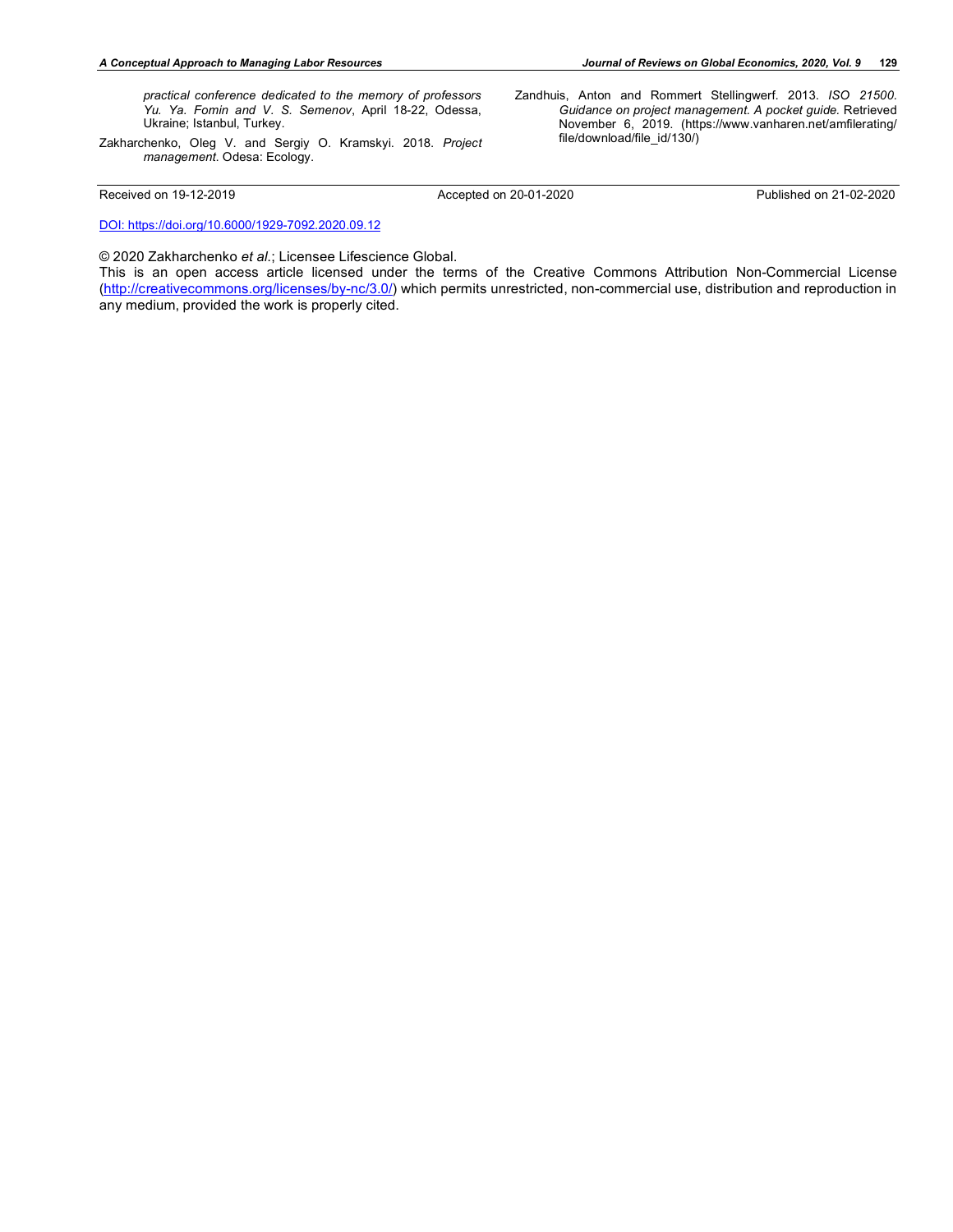*practical conference dedicated to the memory of professors Yu. Ya. Fomin and V. S. Semenov*, April 18-22, Odessa, Ukraine; Istanbul, Turkey.

Zakharchenko, Oleg V. and Sergiy O. Kramskyi. 2018. *Project management*. Odesa: Ecology.

Zandhuis, Anton and Rommert Stellingwerf. 2013. *ISO 21500. Guidance on project management. A pocket guide.* Retrieved November 6, 2019. (https://www.vanharen.net/amfilerating/file/download/file_id/130/)

Received on 19-12-2019 Accepted on 20-01-2020 Published on 21-02-2020

DOI: https://doi.org/10.6000/1929-7092.2020.09.12

© 2020 Zakharchenko *et al*.; Licensee Lifescience Global.

This is an open access article licensed under the terms of the Creative Commons Attribution Non-Commercial License (http://creativecommons.org/licenses/by-nc/3.0/) which permits unrestricted, non-commercial use, distribution and reproduction in any medium, provided the work is properly cited.